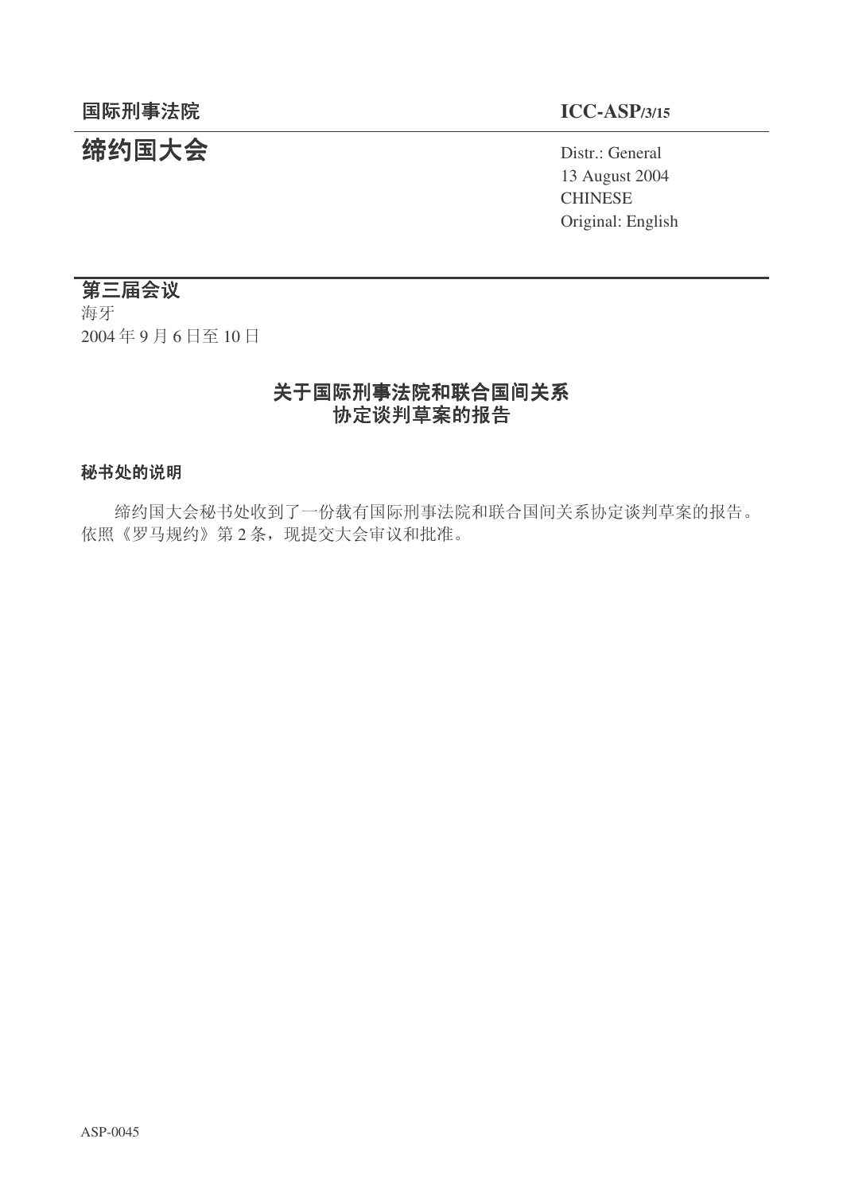**国际刑事法院** **ICC-ASP/3/15**

# 缔约国大会

Distr.: General
13 August 2004
CHINESE
Original: English

**第三届会议**
海牙
2004 年 9 月 6 日至 10 日

## 关于国际刑事法院和联合国间关系协定谈判草案的报告

**秘书处的说明**

缔约国大会秘书处收到了一份载有国际刑事法院和联合国间关系协定谈判草案的报告。依照《罗马规约》第 2 条，现提交大会审议和批准。

ASP-0045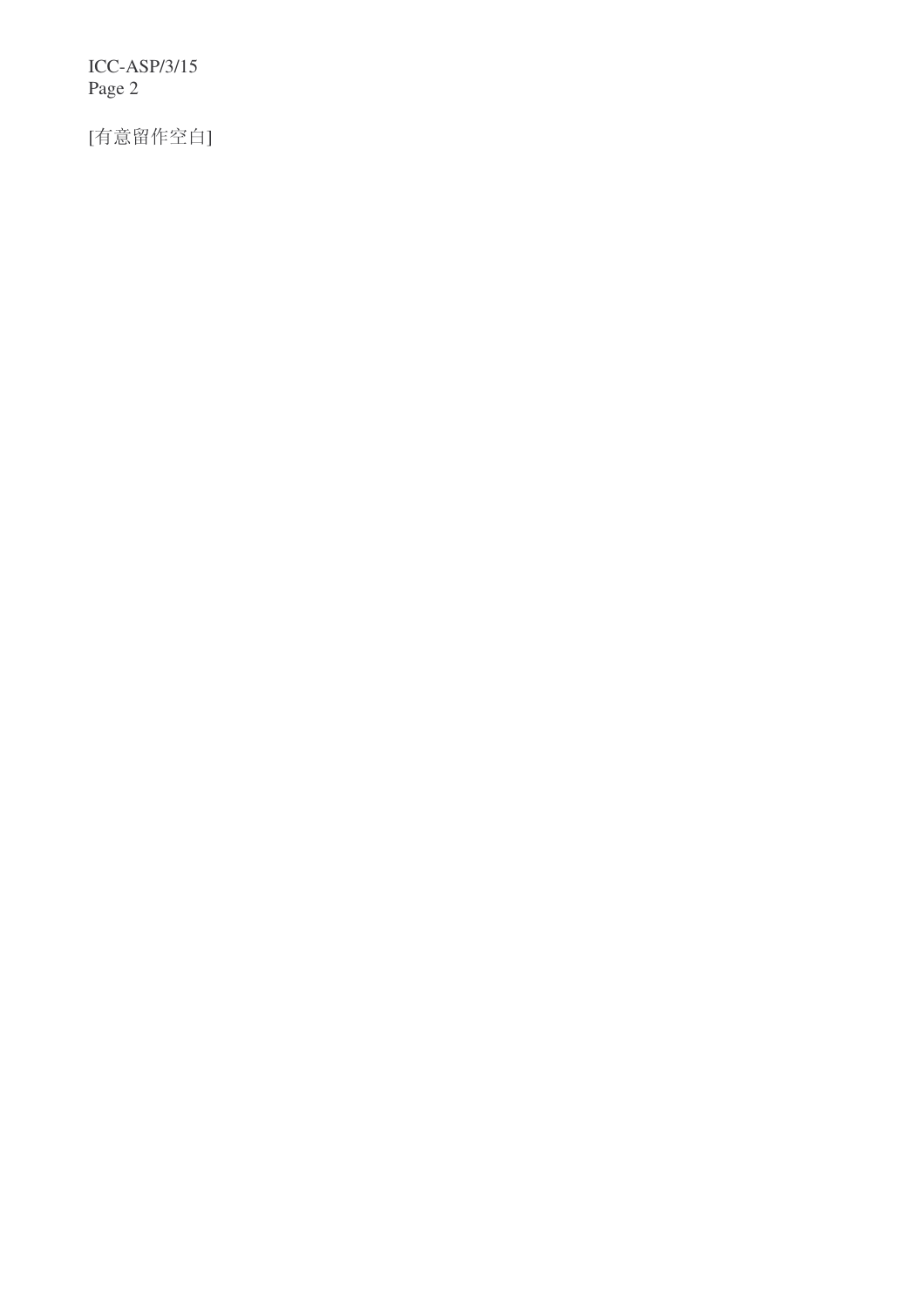[有意留作空白]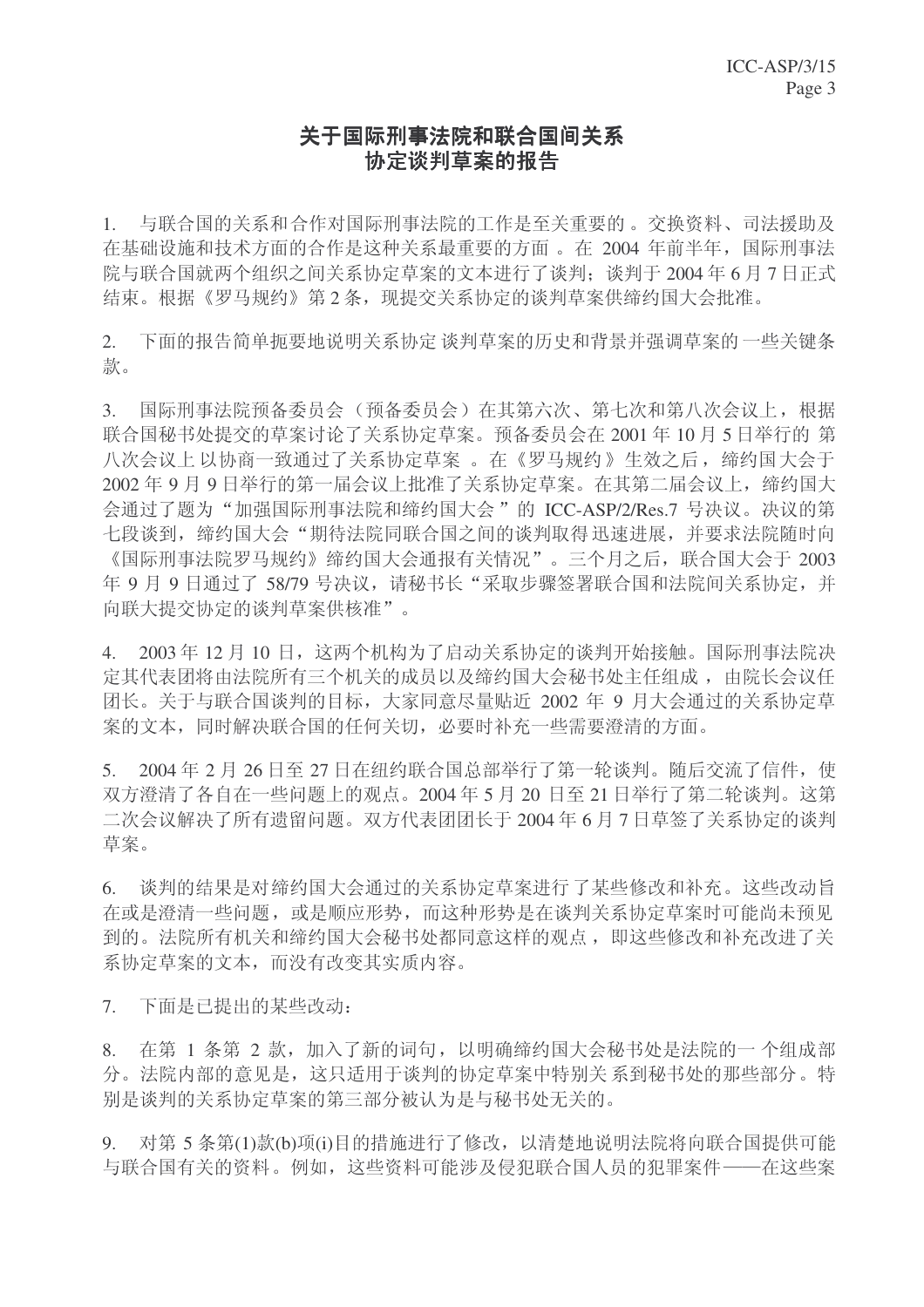# 关于国际刑事法院和联合国间关系协定谈判草案的报告

1. 与联合国的关系和合作对国际刑事法院的工作是至关重要的。交换资料、司法援助及在基础设施和技术方面的合作是这种关系最重要的方面。在 2004 年前半年，国际刑事法院与联合国就两个组织之间关系协定草案的文本进行了谈判；谈判于 2004 年 6 月 7 日正式结束。根据《罗马规约》第 2 条，现提交关系协定的谈判草案供缔约国大会批准。

2. 下面的报告简单扼要地说明关系协定谈判草案的历史和背景并强调草案的一些关键条款。

3. 国际刑事法院预备委员会（预备委员会）在其第六次、第七次和第八次会议上，根据联合国秘书处提交的草案讨论了关系协定草案。预备委员会在 2001 年 10 月 5 日举行的第八次会议上以协商一致通过了关系协定草案。在《罗马规约》生效之后，缔约国大会于 2002 年 9 月 9 日举行的第一届会议上批准了关系协定草案。在其第二届会议上，缔约国大会通过了题为"加强国际刑事法院和缔约国大会"的 ICC-ASP/2/Res.7 号决议。决议的第七段谈到，缔约国大会"期待法院同联合国之间的谈判取得迅速进展，并要求法院随时向《国际刑事法院罗马规约》缔约国大会通报有关情况"。三个月之后，联合国大会于 2003 年 9 月 9 日通过了 58/79 号决议，请秘书长"采取步骤签署联合国和法院间关系协定，并向联大提交协定的谈判草案供核准"。

4. 2003 年 12 月 10 日，这两个机构为了启动关系协定的谈判开始接触。国际刑事法院决定其代表团将由法院所有三个机关的成员以及缔约国大会秘书处主任组成，由院长会议任团长。关于与联合国谈判的目标，大家同意尽量贴近 2002 年 9 月大会通过的关系协定草案的文本，同时解决联合国的任何关切，必要时补充一些需要澄清的方面。

5. 2004 年 2 月 26 日至 27 日在纽约联合国总部举行了第一轮谈判。随后交流了信件，使双方澄清了各自在一些问题上的观点。2004 年 5 月 20 日至 21 日举行了第二轮谈判。这第二次会议解决了所有遗留问题。双方代表团团长于 2004 年 6 月 7 日草签了关系协定的谈判草案。

6. 谈判的结果是对缔约国大会通过的关系协定草案进行了某些修改和补充。这些改动旨在或是澄清一些问题，或是顺应形势，而这种形势是在谈判关系协定草案时可能尚未预见到的。法院所有机关和缔约国大会秘书处都同意这样的观点，即这些修改和补充改进了关系协定草案的文本，而没有改变其实质内容。

7. 下面是已提出的某些改动：

8. 在第 1 条第 2 款，加入了新的词句，以明确缔约国大会秘书处是法院的一个组成部分。法院内部的意见是，这只适用于谈判的协定草案中特别关系到秘书处的那些部分。特别是谈判的关系协定草案的第三部分被认为是与秘书处无关的。

9. 对第 5 条第(1)款(b)项(i)目的措施进行了修改，以清楚地说明法院将向联合国提供可能与联合国有关的资料。例如，这些资料可能涉及侵犯联合国人员的犯罪案件——在这些案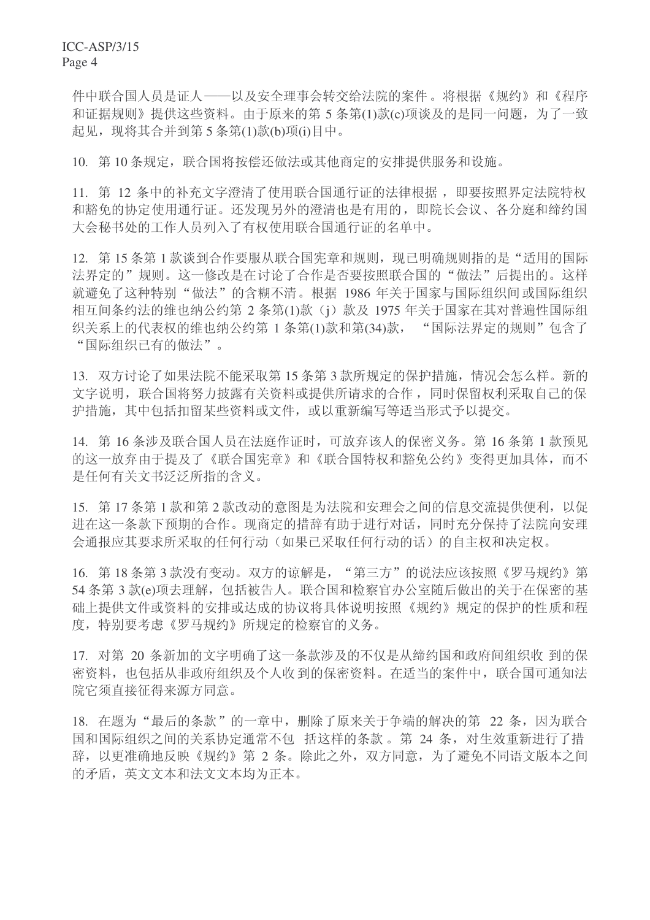件中联合国人员是证人——以及安全理事会转交给法院的案件。将根据《规约》和《程序和证据规则》提供这些资料。由于原来的第 5 条第(1)款(c)项谈及的是同一问题，为了一致起见，现将其合并到第 5 条第(1)款(b)项(i)目中。

10. 第 10 条规定，联合国将按偿还做法或其他商定的安排提供服务和设施。

11. 第 12 条中的补充文字澄清了使用联合国通行证的法律根据，即要按照界定法院特权和豁免的协定使用通行证。还发现另外的澄清也是有用的，即院长会议、各分庭和缔约国大会秘书处的工作人员列入了有权使用联合国通行证的名单中。

12. 第 15 条第 1 款谈到合作要服从联合国宪章和规则，现已明确规则指的是“适用的国际法界定的”规则。这一修改是在讨论了合作是否要按照联合国的“做法”后提出的。这样就避免了这种特别“做法”的含糊不清。根据 1986 年关于国家与国际组织间或国际组织相互间条约法的维也纳公约第 2 条第(1)款（j）款及 1975 年关于国家在其对普遍性国际组织关系上的代表权的维也纳公约第 1 条第(1)款和第(34)款，“国际法界定的规则”包含了“国际组织已有的做法”。

13. 双方讨论了如果法院不能采取第 15 条第 3 款所规定的保护措施，情况会怎么样。新的文字说明，联合国将努力披露有关资料或提供所请求的合作，同时保留权利采取自己的保护措施，其中包括扣留某些资料或文件，或以重新编写等适当形式予以提交。

14. 第 16 条涉及联合国人员在法庭作证时，可放弃该人的保密义务。第 16 条第 1 款预见的这一放弃由于提及了《联合国宪章》和《联合国特权和豁免公约》变得更加具体，而不是任何有关文书泛泛所指的含义。

15. 第 17 条第 1 款和第 2 款改动的意图是为法院和安理会之间的信息交流提供便利，以促进在这一条款下预期的合作。现商定的措辞有助于进行对话，同时充分保持了法院向安理会通报应其要求所采取的任何行动（如果已采取任何行动的话）的自主权和决定权。

16. 第 18 条第 3 款没有变动。双方的谅解是，“第三方”的说法应该按照《罗马规约》第 54 条第 3 款(e)项去理解，包括被告人。联合国和检察官办公室随后做出的关于在保密的基础上提供文件或资料的安排或达成的协议将具体说明按照《规约》规定的保护的性质和程度，特别要考虑《罗马规约》所规定的检察官的义务。

17. 对第 20 条新加的文字明确了这一条款涉及的不仅是从缔约国和政府间组织收到的保密资料，也包括从非政府组织及个人收到的保密资料。在适当的案件中，联合国可通知法院它须直接征得来源方同意。

18. 在题为“最后的条款”的一章中，删除了原来关于争端的解决的第 22 条，因为联合国和国际组织之间的关系协定通常不包括这样的条款。第 24 条，对生效重新进行了措辞，以更准确地反映《规约》第 2 条。除此之外，双方同意，为了避免不同语文版本之间的矛盾，英文文本和法文文本均为正本。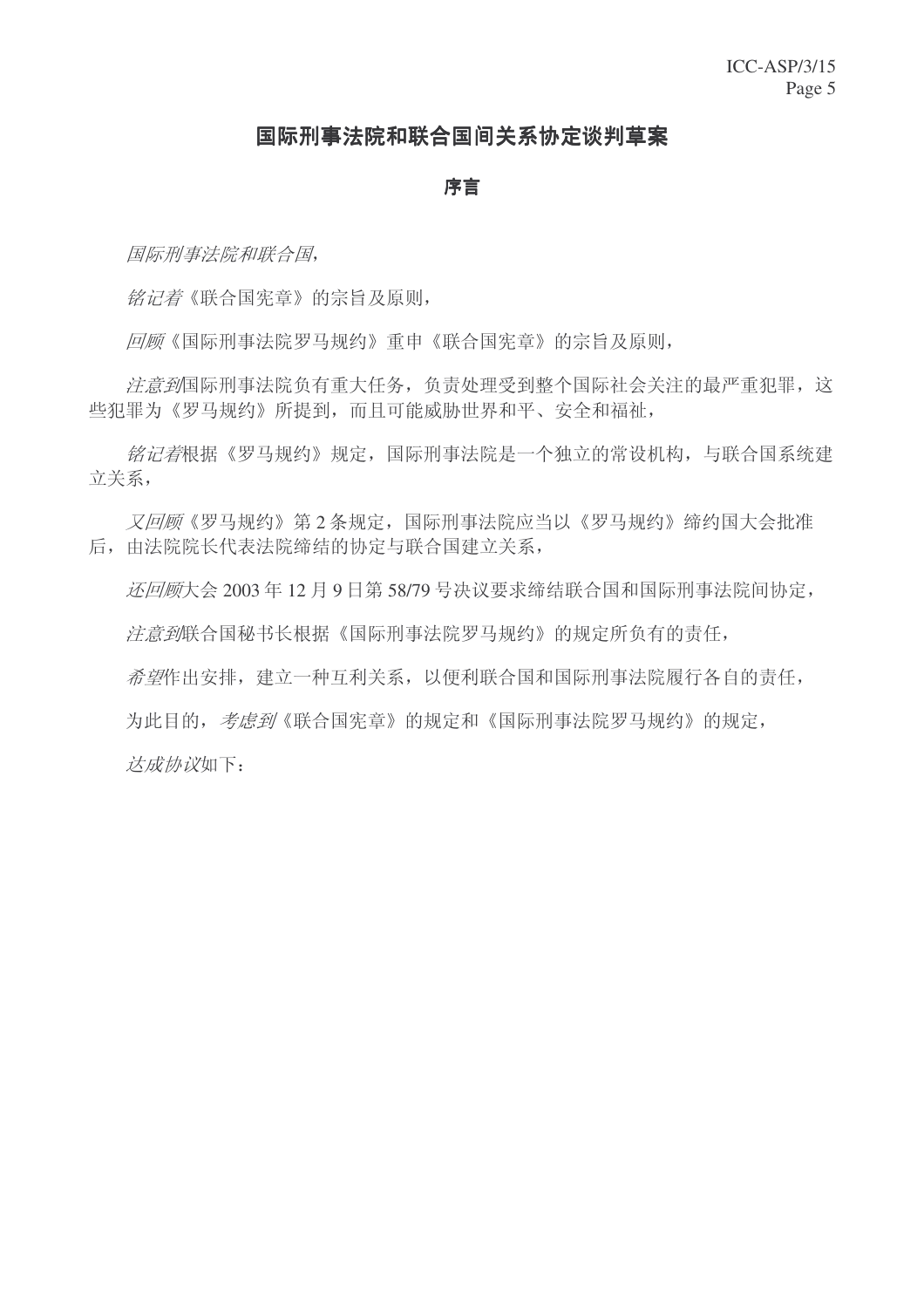# 国际刑事法院和联合国间关系协定谈判草案

## 序言

*国际刑事法院和联合国*，

*铭记着*《联合国宪章》的宗旨及原则，

*回顾*《国际刑事法院罗马规约》重申《联合国宪章》的宗旨及原则，

*注意到*国际刑事法院负有重大任务，负责处理受到整个国际社会关注的最严重犯罪，这些犯罪为《罗马规约》所提到，而且可能威胁世界和平、安全和福祉，

*铭记着*根据《罗马规约》规定，国际刑事法院是一个独立的常设机构，与联合国系统建立关系，

*又回顾*《罗马规约》第 2 条规定，国际刑事法院应当以《罗马规约》缔约国大会批准后，由法院院长代表法院缔结的协定与联合国建立关系，

*还回顾*大会 2003 年 12 月 9 日第 58/79 号决议要求缔结联合国和国际刑事法院间协定，

*注意到*联合国秘书长根据《国际刑事法院罗马规约》的规定所负有的责任，

*希望*作出安排，建立一种互利关系，以便利联合国和国际刑事法院履行各自的责任，

为此目的，*考虑到*《联合国宪章》的规定和《国际刑事法院罗马规约》的规定，

*达成协议*如下：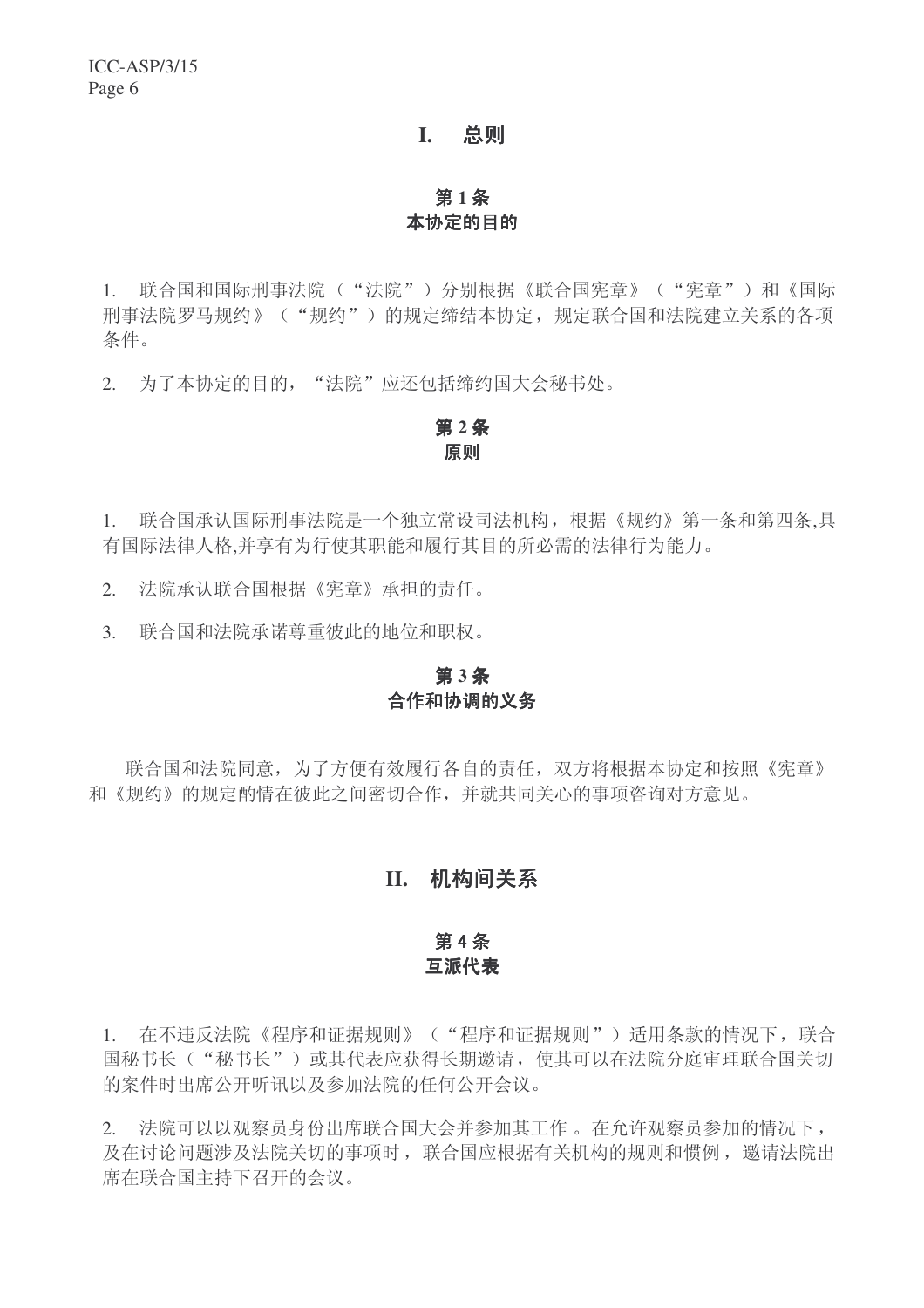# I. 总则

### 第 1 条
### 本协定的目的

1. 联合国和国际刑事法院（“法院”）分别根据《联合国宪章》（“宪章”）和《国际刑事法院罗马规约》（“规约”）的规定缔结本协定，规定联合国和法院建立关系的各项条件。

2. 为了本协定的目的，“法院”应还包括缔约国大会秘书处。

### 第 2 条
### 原则

1. 联合国承认国际刑事法院是一个独立常设司法机构，根据《规约》第一条和第四条,具有国际法律人格,并享有为行使其职能和履行其目的所必需的法律行为能力。

2. 法院承认联合国根据《宪章》承担的责任。

3. 联合国和法院承诺尊重彼此的地位和职权。

### 第 3 条
### 合作和协调的义务

联合国和法院同意，为了方便有效履行各自的责任，双方将根据本协定和按照《宪章》和《规约》的规定酌情在彼此之间密切合作，并就共同关心的事项咨询对方意见。

# II. 机构间关系

### 第 4 条
### 互派代表

1. 在不违反法院《程序和证据规则》（“程序和证据规则”）适用条款的情况下，联合国秘书长（“秘书长”）或其代表应获得长期邀请，使其可以在法院分庭审理联合国关切的案件时出席公开听讯以及参加法院的任何公开会议。

2. 法院可以以观察员身份出席联合国大会并参加其工作 。在允许观察员参加的情况下，及在讨论问题涉及法院关切的事项时，联合国应根据有关机构的规则和惯例，邀请法院出席在联合国主持下召开的会议。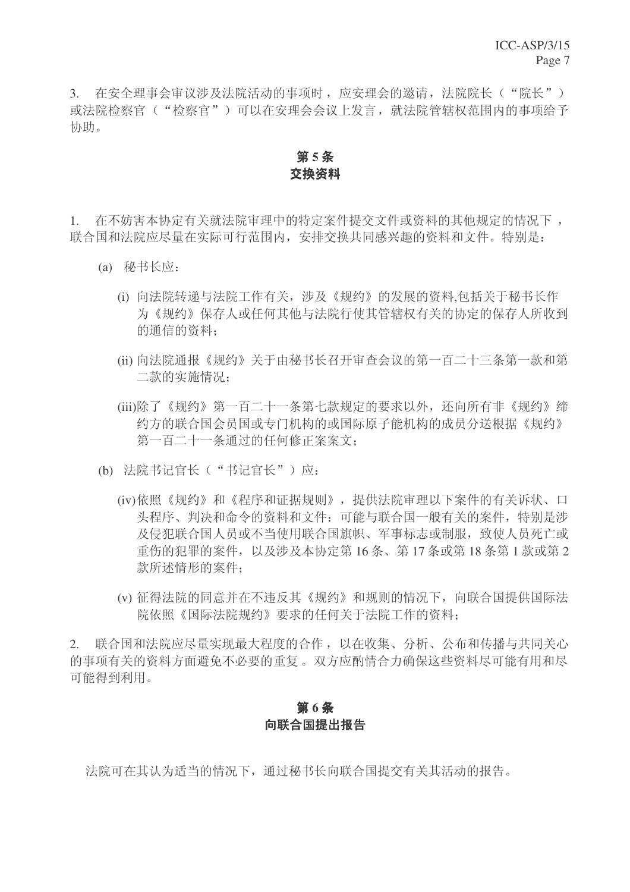3. 在安全理事会审议涉及法院活动的事项时，应安理会的邀请，法院院长（“院长”）或法院检察官（“检察官”）可以在安理会会议上发言，就法院管辖权范围内的事项给予协助。

### 第 5 条
### 交换资料

1. 在不妨害本协定有关就法院审理中的特定案件提交文件或资料的其他规定的情况下，联合国和法院应尽量在实际可行范围内，安排交换共同感兴趣的资料和文件。特别是：

(a) 秘书长应：

(i) 向法院转递与法院工作有关，涉及《规约》的发展的资料,包括关于秘书长作为《规约》保存人或任何其他与法院行使其管辖权有关的协定的保存人所收到的通信的资料；

(ii) 向法院通报《规约》关于由秘书长召开审查会议的第一百二十三条第一款和第二款的实施情况；

(iii)除了《规约》第一百二十一条第七款规定的要求以外，还向所有非《规约》缔约方的联合国会员国或专门机构的或国际原子能机构的成员分送根据《规约》第一百二十一条通过的任何修正案案文；

(b) 法院书记官长（“书记官长”）应：

(iv)依照《规约》和《程序和证据规则》，提供法院审理以下案件的有关诉状、口头程序、判决和命令的资料和文件：可能与联合国一般有关的案件，特别是涉及侵犯联合国人员或不当使用联合国旗帜、军事标志或制服，致使人员死亡或重伤的犯罪的案件，以及涉及本协定第 16 条、第 17 条或第 18 条第 1 款或第 2 款所述情形的案件；

(v) 征得法院的同意并在不违反其《规约》和规则的情况下，向联合国提供国际法院依照《国际法院规约》要求的任何关于法院工作的资料；

2. 联合国和法院应尽量实现最大程度的合作，以在收集、分析、公布和传播与共同关心的事项有关的资料方面避免不必要的重复 。双方应酌情合力确保这些资料尽可能有用和尽可能得到利用。

### 第 6 条
### 向联合国提出报告

法院可在其认为适当的情况下，通过秘书长向联合国提交有关其活动的报告。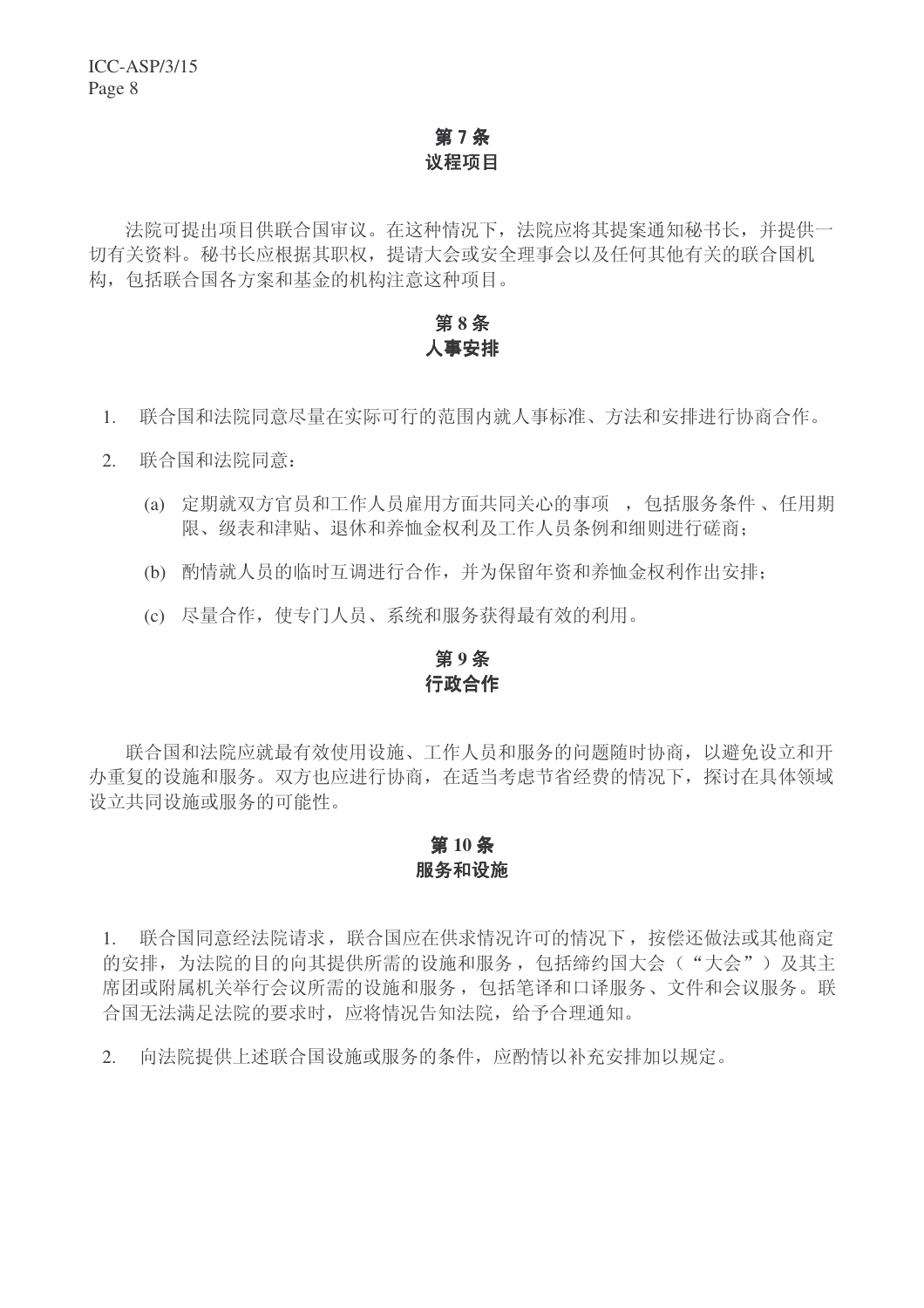## 第 7 条
## 议程项目

法院可提出项目供联合国审议。在这种情况下，法院应将其提案通知秘书长，并提供一切有关资料。秘书长应根据其职权，提请大会或安全理事会以及任何其他有关的联合国机构，包括联合国各方案和基金的机构注意这种项目。

## 第 8 条
## 人事安排

1. 联合国和法院同意尽量在实际可行的范围内就人事标准、方法和安排进行协商合作。

2. 联合国和法院同意：

   (a) 定期就双方官员和工作人员雇用方面共同关心的事项 ，包括服务条件 、任用期限、级表和津贴、退休和养恤金权利及工作人员条例和细则进行磋商；

   (b) 酌情就人员的临时互调进行合作，并为保留年资和养恤金权利作出安排；

   (c) 尽量合作，使专门人员、系统和服务获得最有效的利用。

## 第 9 条
## 行政合作

联合国和法院应就最有效使用设施、工作人员和服务的问题随时协商，以避免设立和开办重复的设施和服务。双方也应进行协商，在适当考虑节省经费的情况下，探讨在具体领域设立共同设施或服务的可能性。

## 第 10 条
## 服务和设施

1. 联合国同意经法院请求，联合国应在供求情况许可的情况下，按偿还做法或其他商定的安排，为法院的目的向其提供所需的设施和服务，包括缔约国大会（“大会”）及其主席团或附属机关举行会议所需的设施和服务，包括笔译和口译服务、文件和会议服务。联合国无法满足法院的要求时，应将情况告知法院，给予合理通知。

2. 向法院提供上述联合国设施或服务的条件，应酌情以补充安排加以规定。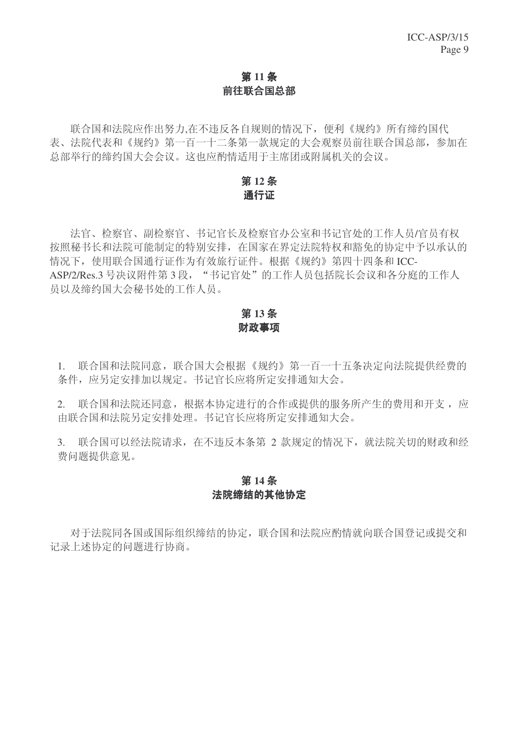## 第 11 条
## 前往联合国总部

联合国和法院应作出努力,在不违反各自规则的情况下，便利《规约》所有缔约国代表、法院代表和《规约》第一百一十二条第一款规定的大会观察员前往联合国总部，参加在总部举行的缔约国大会会议。这也应酌情适用于主席团或附属机关的会议。

## 第 12 条
## 通行证

法官、检察官、副检察官、书记官长及检察官办公室和书记官处的工作人员/官员有权按照秘书长和法院可能制定的特别安排，在国家在界定法院特权和豁免的协定中予以承认的情况下，使用联合国通行证作为有效旅行证件。根据《规约》第四十四条和 ICC-ASP/2/Res.3 号决议附件第 3 段，“书记官处”的工作人员包括院长会议和各分庭的工作人员以及缔约国大会秘书处的工作人员。

## 第 13 条
## 财政事项

1. 联合国和法院同意，联合国大会根据《规约》第一百一十五条决定向法院提供经费的条件，应另定安排加以规定。书记官长应将所定安排通知大会。

2. 联合国和法院还同意，根据本协定进行的合作或提供的服务所产生的费用和开支，应由联合国和法院另定安排处理。书记官长应将所定安排通知大会。

3. 联合国可以经法院请求，在不违反本条第 2 款规定的情况下，就法院关切的财政和经费问题提供意见。

## 第 14 条
## 法院缔结的其他协定

对于法院同各国或国际组织缔结的协定，联合国和法院应酌情就向联合国登记或提交和记录上述协定的问题进行协商。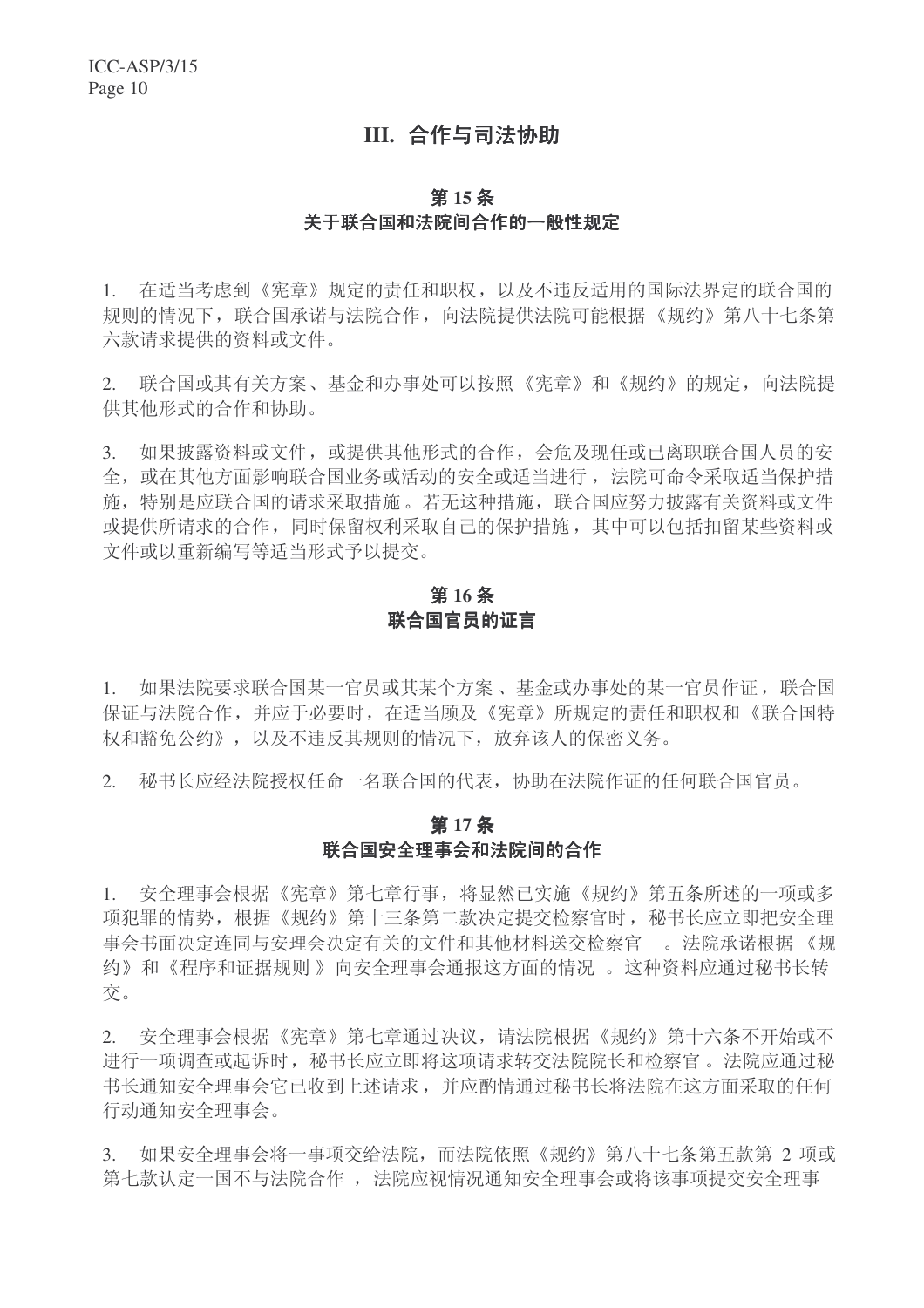## III. 合作与司法协助

### 第 15 条
### 关于联合国和法院间合作的一般性规定

1. 在适当考虑到《宪章》规定的责任和职权，以及不违反适用的国际法界定的联合国的规则的情况下，联合国承诺与法院合作，向法院提供法院可能根据《规约》第八十七条第六款请求提供的资料或文件。

2. 联合国或其有关方案、基金和办事处可以按照《宪章》和《规约》的规定，向法院提供其他形式的合作和协助。

3. 如果披露资料或文件，或提供其他形式的合作，会危及现任或已离职联合国人员的安全，或在其他方面影响联合国业务或活动的安全或适当进行，法院可命令采取适当保护措施，特别是应联合国的请求采取措施。若无这种措施，联合国应努力披露有关资料或文件或提供所请求的合作，同时保留权利采取自己的保护措施，其中可以包括扣留某些资料或文件或以重新编写等适当形式予以提交。

### 第 16 条
### 联合国官员的证言

1. 如果法院要求联合国某一官员或其某个方案、基金或办事处的某一官员作证，联合国保证与法院合作，并应于必要时，在适当顾及《宪章》所规定的责任和职权和《联合国特权和豁免公约》，以及不违反其规则的情况下，放弃该人的保密义务。

2. 秘书长应经法院授权任命一名联合国的代表，协助在法院作证的任何联合国官员。

### 第 17 条
### 联合国安全理事会和法院间的合作

1. 安全理事会根据《宪章》第七章行事，将显然已实施《规约》第五条所述的一项或多项犯罪的情势，根据《规约》第十三条第二款决定提交检察官时，秘书长应立即把安全理事会书面决定连同与安理会决定有关的文件和其他材料送交检察官。法院承诺根据《规约》和《程序和证据规则》向安全理事会通报这方面的情况。这种资料应通过秘书长转交。

2. 安全理事会根据《宪章》第七章通过决议，请法院根据《规约》第十六条不开始或不进行一项调查或起诉时，秘书长应立即将这项请求转交法院院长和检察官。法院应通过秘书长通知安全理事会它已收到上述请求，并应酌情通过秘书长将法院在这方面采取的任何行动通知安全理事会。

3. 如果安全理事会将一事项交给法院，而法院依照《规约》第八十七条第五款第 2 项或第七款认定一国不与法院合作，法院应视情况通知安全理事会或将该事项提交安全理事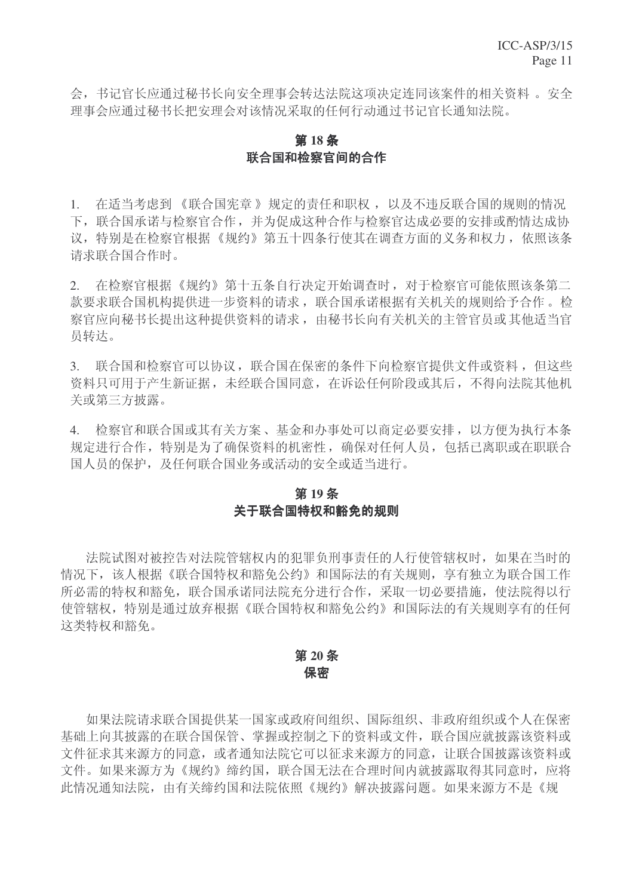会，书记官长应通过秘书长向安全理事会转达法院这项决定连同该案件的相关资料 。安全理事会应通过秘书长把安理会对该情况采取的任何行动通过书记官长通知法院。

## 第 18 条
## 联合国和检察官间的合作

1. 在适当考虑到 《联合国宪章 》规定的责任和职权 ，以及不违反联合国的规则的情况下，联合国承诺与检察官合作，并为促成这种合作与检察官达成必要的安排或酌情达成协议，特别是在检察官根据《规约》第五十四条行使其在调查方面的义务和权力，依照该条请求联合国合作时。

2. 在检察官根据《规约》第十五条自行决定开始调查时，对于检察官可能依照该条第二款要求联合国机构提供进一步资料的请求，联合国承诺根据有关机关的规则给予合作 。检察官应向秘书长提出这种提供资料的请求，由秘书长向有关机关的主管官员或其他适当官员转达。

3. 联合国和检察官可以协议，联合国在保密的条件下向检察官提供文件或资料，但这些资料只可用于产生新证据，未经联合国同意，在诉讼任何阶段或其后，不得向法院其他机关或第三方披露。

4. 检察官和联合国或其有关方案 、基金和办事处可以商定必要安排，以方便为执行本条规定进行合作，特别是为了确保资料的机密性，确保对任何人员，包括已离职或在职联合国人员的保护，及任何联合国业务或活动的安全或适当进行。

## 第 19 条
## 关于联合国特权和豁免的规则

法院试图对被控告对法院管辖权内的犯罪负刑事责任的人行使管辖权时，如果在当时的情况下，该人根据《联合国特权和豁免公约》和国际法的有关规则，享有独立为联合国工作所必需的特权和豁免，联合国承诺同法院充分进行合作，采取一切必要措施，使法院得以行使管辖权，特别是通过放弃根据《联合国特权和豁免公约》和国际法的有关规则享有的任何这类特权和豁免。

## 第 20 条
## 保密

如果法院请求联合国提供某一国家或政府间组织、国际组织、非政府组织或个人在保密基础上向其披露的在联合国保管、掌握或控制之下的资料或文件，联合国应就披露该资料或文件征求其来源方的同意，或者通知法院它可以征求来源方的同意，让联合国披露该资料或文件。如果来源方为《规约》缔约国，联合国无法在合理时间内就披露取得其同意时，应将此情况通知法院，由有关缔约国和法院依照《规约》解决披露问题。如果来源方不是《规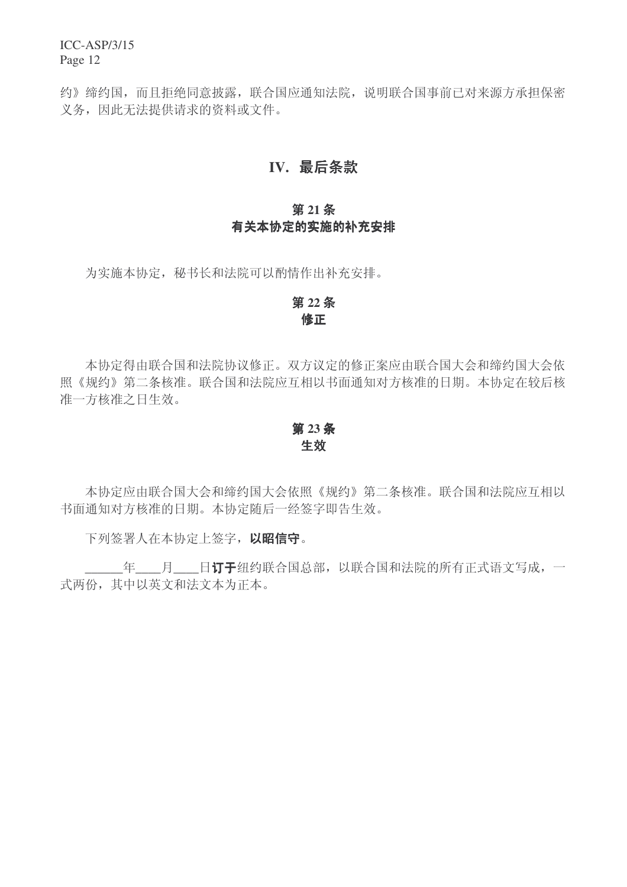约》缔约国，而且拒绝同意披露，联合国应通知法院，说明联合国事前已对来源方承担保密义务，因此无法提供请求的资料或文件。

## IV. 最后条款

### 第 21 条
### 有关本协定的实施的补充安排

为实施本协定，秘书长和法院可以酌情作出补充安排。

### 第 22 条
### 修正

本协定得由联合国和法院协议修正。双方议定的修正案应由联合国大会和缔约国大会依照《规约》第二条核准。联合国和法院应互相以书面通知对方核准的日期。本协定在较后核准一方核准之日生效。

### 第 23 条
### 生效

本协定应由联合国大会和缔约国大会依照《规约》第二条核准。联合国和法院应互相以书面通知对方核准的日期。本协定随后一经签字即告生效。

下列签署人在本协定上签字，**以昭信守**。

______年____月____日**订于**纽约联合国总部，以联合国和法院的所有正式语文写成，一式两份，其中以英文和法文本为正本。